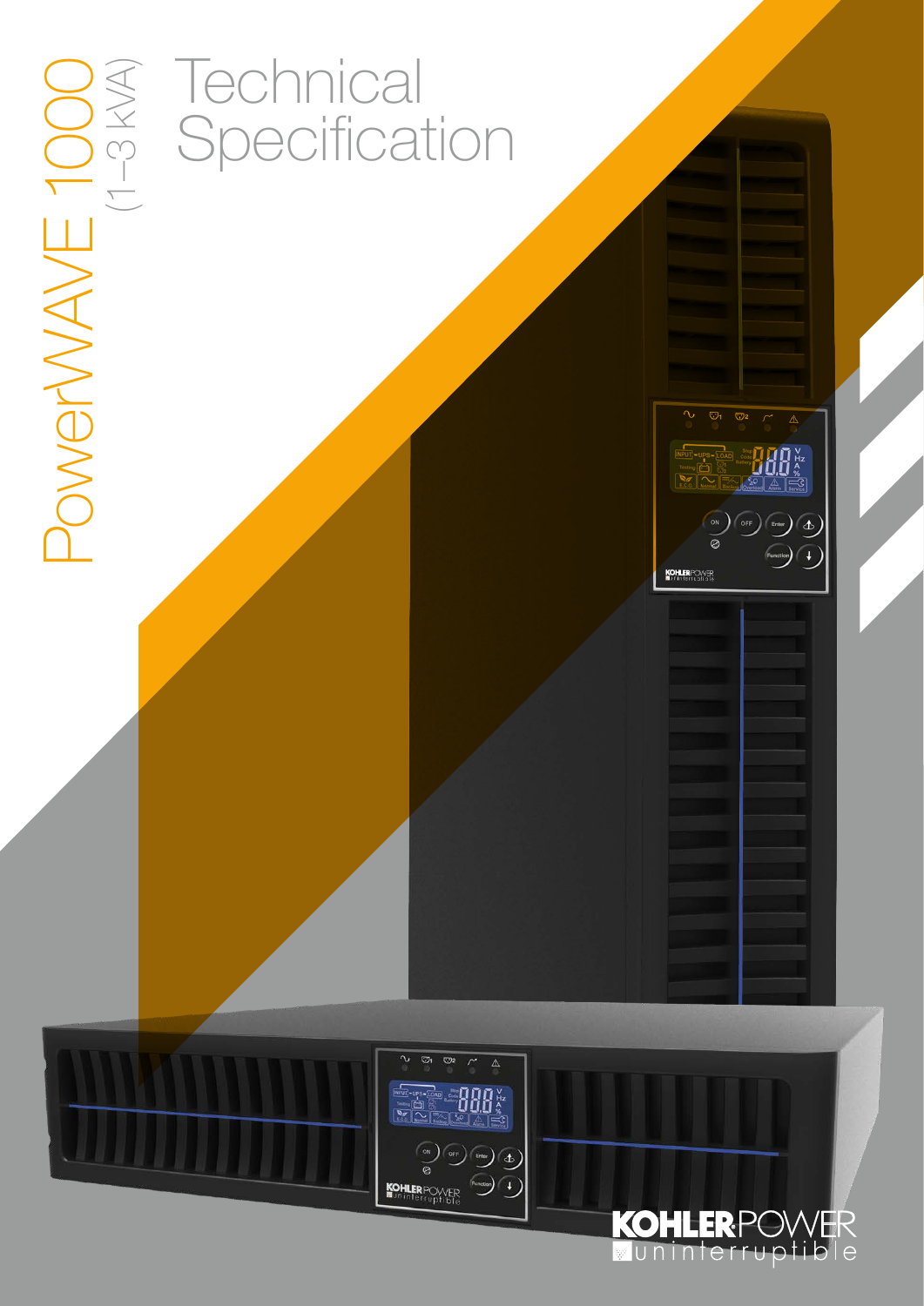# PowerWAVE 1000 (1–3 kVA)

# Technical Specification

KOHLERPOWER uninterruptible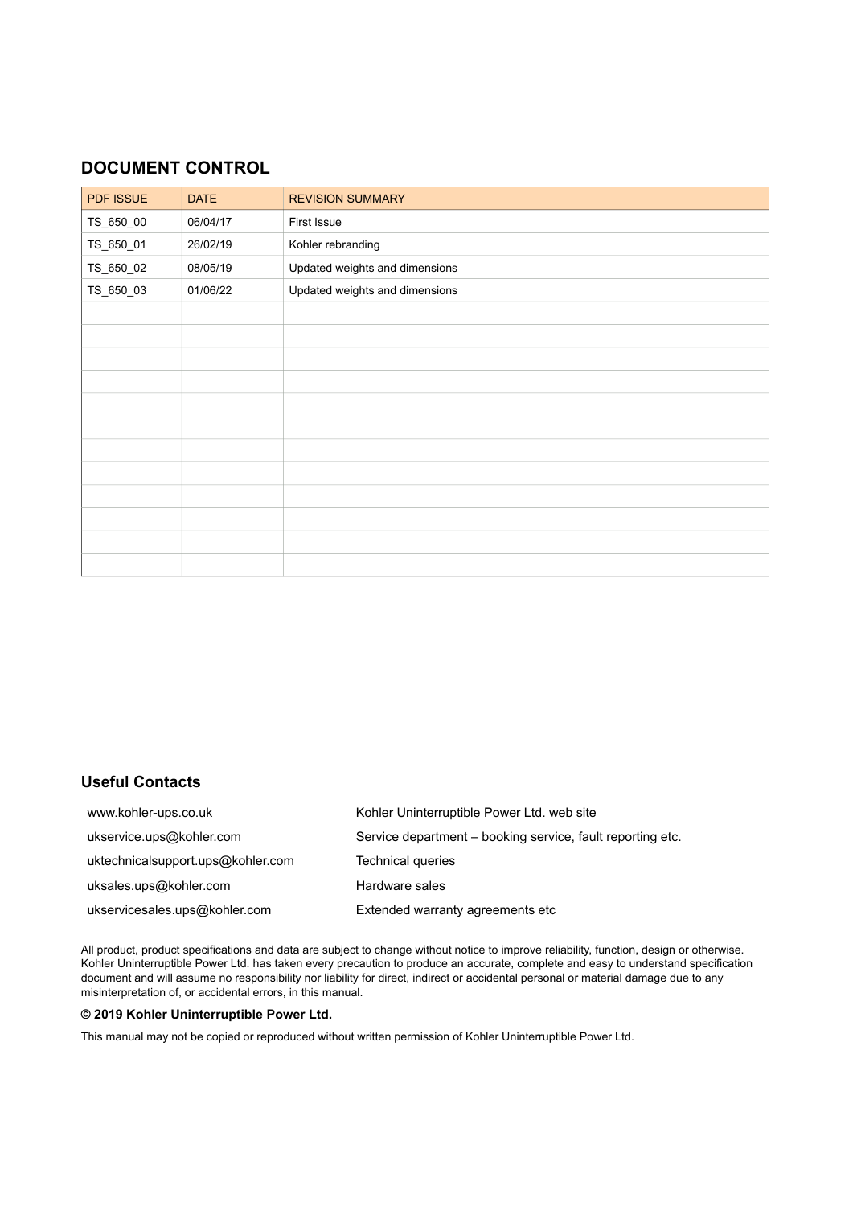## DOCUMENT CONTROL

| PDF ISSUE | DATE | REVISION SUMMARY |
|---|---|---|
| TS_650_00 | 06/04/17 | First Issue |
| TS_650_01 | 26/02/19 | Kohler rebranding |
| TS_650_02 | 08/05/19 | Updated weights and dimensions |
| TS_650_03 | 01/06/22 | Updated weights and dimensions |
| | | |
| | | |
| | | |
| | | |
| | | |
| | | |
| | | |
| | | |
| | | |
| | | |
| | | |
| | | |

## Useful Contacts

| | |
|---|---|
| www.kohler-ups.co.uk | Kohler Uninterruptible Power Ltd. web site |
| ukservice.ups@kohler.com | Service department – booking service, fault reporting etc. |
| uktechnicalsupport.ups@kohler.com | Technical queries |
| uksales.ups@kohler.com | Hardware sales |
| ukservicesales.ups@kohler.com | Extended warranty agreements etc |

All product, product specifications and data are subject to change without notice to improve reliability, function, design or otherwise. Kohler Uninterruptible Power Ltd. has taken every precaution to produce an accurate, complete and easy to understand specification document and will assume no responsibility nor liability for direct, indirect or accidental personal or material damage due to any misinterpretation of, or accidental errors, in this manual.

**© 2019 Kohler Uninterruptible Power Ltd.**

This manual may not be copied or reproduced without written permission of Kohler Uninterruptible Power Ltd.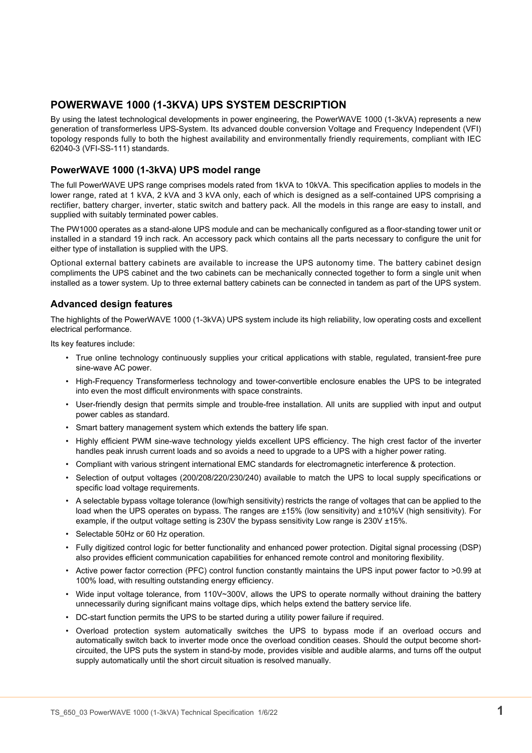# POWERWAVE 1000 (1-3KVA) UPS SYSTEM DESCRIPTION

By using the latest technological developments in power engineering, the PowerWAVE 1000 (1-3kVA) represents a new generation of transformerless UPS-System. Its advanced double conversion Voltage and Frequency Independent (VFI) topology responds fully to both the highest availability and environmentally friendly requirements, compliant with IEC 62040-3 (VFI-SS-111) standards.

## PowerWAVE 1000 (1-3kVA) UPS model range

The full PowerWAVE UPS range comprises models rated from 1kVA to 10kVA. This specification applies to models in the lower range, rated at 1 kVA, 2 kVA and 3 kVA only, each of which is designed as a self-contained UPS comprising a rectifier, battery charger, inverter, static switch and battery pack. All the models in this range are easy to install, and supplied with suitably terminated power cables.

The PW1000 operates as a stand-alone UPS module and can be mechanically configured as a floor-standing tower unit or installed in a standard 19 inch rack. An accessory pack which contains all the parts necessary to configure the unit for either type of installation is supplied with the UPS.

Optional external battery cabinets are available to increase the UPS autonomy time. The battery cabinet design compliments the UPS cabinet and the two cabinets can be mechanically connected together to form a single unit when installed as a tower system. Up to three external battery cabinets can be connected in tandem as part of the UPS system.

## Advanced design features

The highlights of the PowerWAVE 1000 (1-3kVA) UPS system include its high reliability, low operating costs and excellent electrical performance.

Its key features include:

- True online technology continuously supplies your critical applications with stable, regulated, transient-free pure sine-wave AC power.
- High-Frequency Transformerless technology and tower-convertible enclosure enables the UPS to be integrated into even the most difficult environments with space constraints.
- User-friendly design that permits simple and trouble-free installation. All units are supplied with input and output power cables as standard.
- Smart battery management system which extends the battery life span.
- Highly efficient PWM sine-wave technology yields excellent UPS efficiency. The high crest factor of the inverter handles peak inrush current loads and so avoids a need to upgrade to a UPS with a higher power rating.
- Compliant with various stringent international EMC standards for electromagnetic interference & protection.
- Selection of output voltages (200/208/220/230/240) available to match the UPS to local supply specifications or specific load voltage requirements.
- A selectable bypass voltage tolerance (low/high sensitivity) restricts the range of voltages that can be applied to the load when the UPS operates on bypass. The ranges are ±15% (low sensitivity) and ±10%V (high sensitivity). For example, if the output voltage setting is 230V the bypass sensitivity Low range is 230V ±15%.
- Selectable 50Hz or 60 Hz operation.
- Fully digitized control logic for better functionality and enhanced power protection. Digital signal processing (DSP) also provides efficient communication capabilities for enhanced remote control and monitoring flexibility.
- Active power factor correction (PFC) control function constantly maintains the UPS input power factor to >0.99 at 100% load, with resulting outstanding energy efficiency.
- Wide input voltage tolerance, from 110V~300V, allows the UPS to operate normally without draining the battery unnecessarily during significant mains voltage dips, which helps extend the battery service life.
- DC-start function permits the UPS to be started during a utility power failure if required.
- Overload protection system automatically switches the UPS to bypass mode if an overload occurs and automatically switch back to inverter mode once the overload condition ceases. Should the output become short-circuited, the UPS puts the system in stand-by mode, provides visible and audible alarms, and turns off the output supply automatically until the short circuit situation is resolved manually.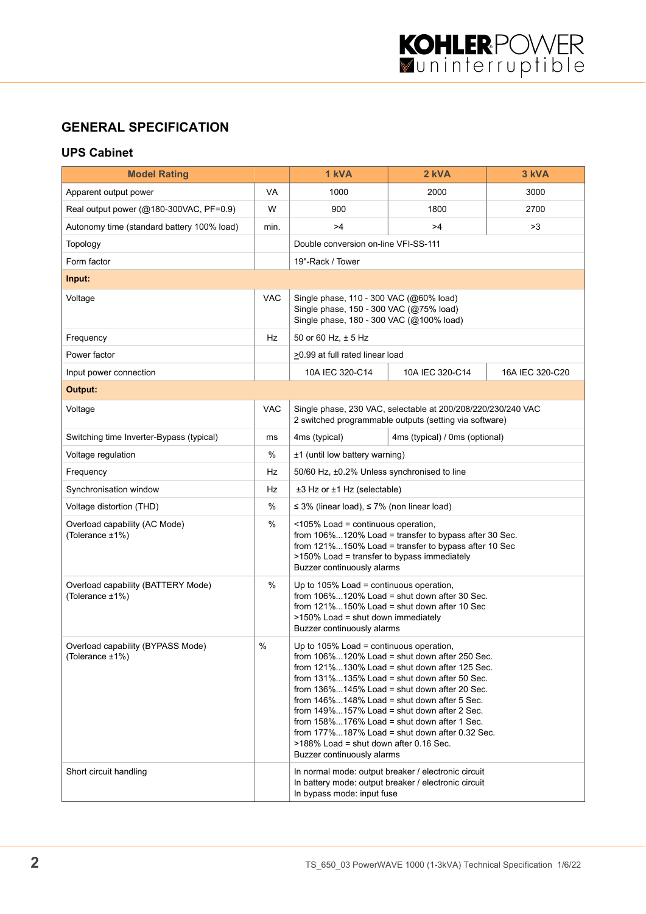## GENERAL SPECIFICATION

### UPS Cabinet

| Model Rating | | 1 kVA | 2 kVA | 3 kVA |
|---|---|---|---|---|
| Apparent output power | VA | 1000 | 2000 | 3000 |
| Real output power (@180-300VAC, PF=0.9) | W | 900 | 1800 | 2700 |
| Autonomy time (standard battery 100% load) | min. | >4 | >4 | >3 |
| Topology | | Double conversion on-line VFI-SS-111 | | |
| Form factor | | 19"-Rack / Tower | | |
| **Input:** | | | | |
| Voltage | VAC | Single phase, 110 - 300 VAC (@60% load)<br>Single phase, 150 - 300 VAC (@75% load)<br>Single phase, 180 - 300 VAC (@100% load) | | |
| Frequency | Hz | 50 or 60 Hz, ± 5 Hz | | |
| Power factor | | >0.99 at full rated linear load | | |
| Input power connection | | 10A IEC 320-C14 | 10A IEC 320-C14 | 16A IEC 320-C20 |
| **Output:** | | | | |
| Voltage | VAC | Single phase, 230 VAC, selectable at 200/208/220/230/240 VAC<br>2 switched programmable outputs (setting via software) | | |
| Switching time Inverter-Bypass (typical) | ms | 4ms (typical) | 4ms (typical) / 0ms (optional) | |
| Voltage regulation | % | ±1 (until low battery warning) | | |
| Frequency | Hz | 50/60 Hz, ±0.2% Unless synchronised to line | | |
| Synchronisation window | Hz | ±3 Hz or ±1 Hz (selectable) | | |
| Voltage distortion (THD) | % | ≤ 3% (linear load), ≤ 7% (non linear load) | | |
| Overload capability (AC Mode)<br>(Tolerance ±1%) | % | <105% Load = continuous operation,<br>from 106%...120% Load = transfer to bypass after 30 Sec.<br>from 121%...150% Load = transfer to bypass after 10 Sec<br>>150% Load = transfer to bypass immediately<br>Buzzer continuously alarms | | |
| Overload capability (BATTERY Mode)<br>(Tolerance ±1%) | % | Up to 105% Load = continuous operation,<br>from 106%...120% Load = shut down after 30 Sec.<br>from 121%...150% Load = shut down after 10 Sec<br>>150% Load = shut down immediately<br>Buzzer continuously alarms | | |
| Overload capability (BYPASS Mode)<br>(Tolerance ±1%) | % | Up to 105% Load = continuous operation,<br>from 106%...120% Load = shut down after 250 Sec.<br>from 121%...130% Load = shut down after 125 Sec.<br>from 131%...135% Load = shut down after 50 Sec.<br>from 136%...145% Load = shut down after 20 Sec.<br>from 146%...148% Load = shut down after 5 Sec.<br>from 149%...157% Load = shut down after 2 Sec.<br>from 158%...176% Load = shut down after 1 Sec.<br>from 177%...187% Load = shut down after 0.32 Sec.<br>>188% Load = shut down after 0.16 Sec.<br>Buzzer continuously alarms | | |
| Short circuit handling | | In normal mode: output breaker / electronic circuit<br>In battery mode: output breaker / electronic circuit<br>In bypass mode: input fuse | | |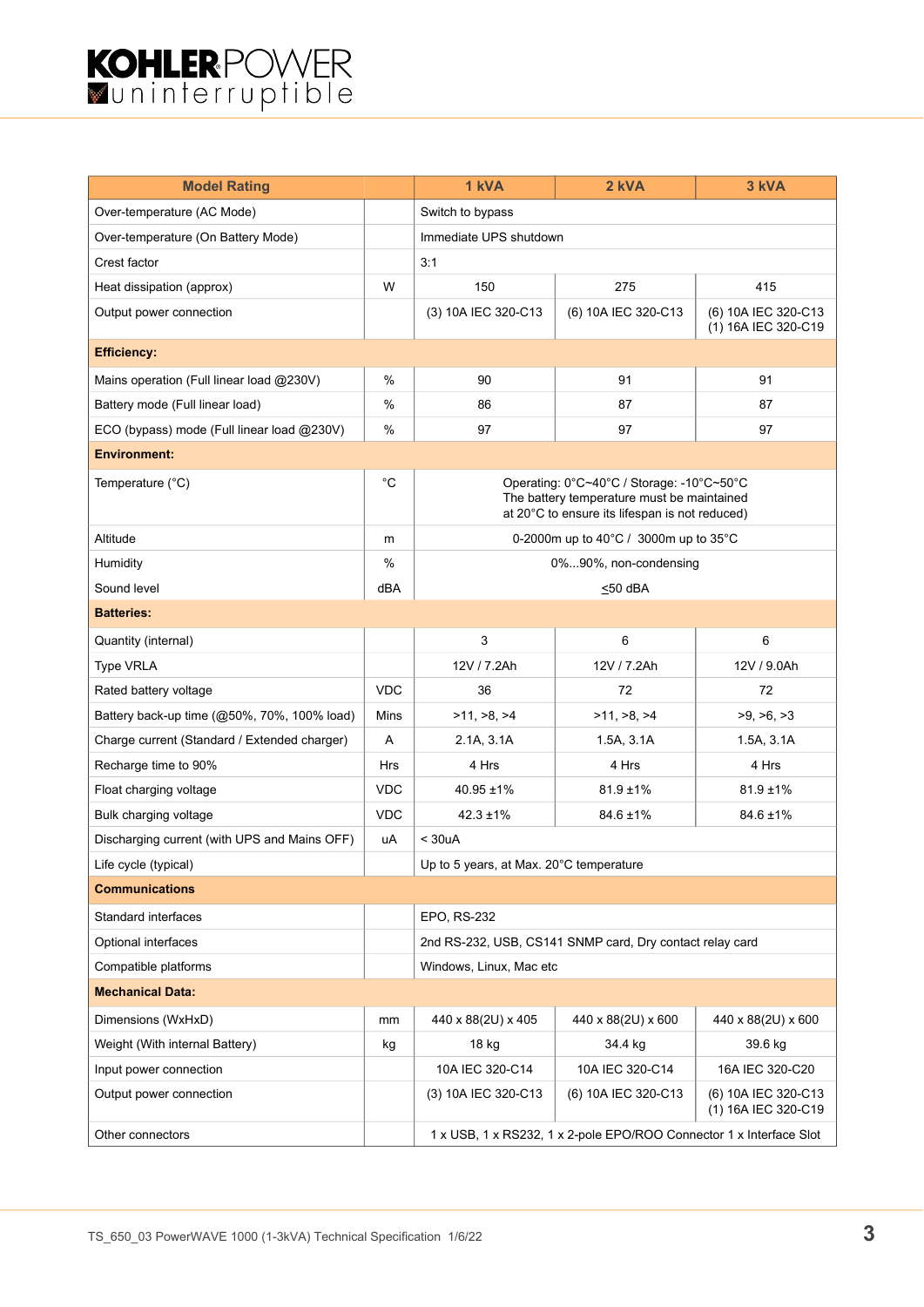| Model Rating | | 1 kVA | 2 kVA | 3 kVA |
|---|---|---|---|---|
| Over-temperature (AC Mode) | | Switch to bypass | | |
| Over-temperature (On Battery Mode) | | Immediate UPS shutdown | | |
| Crest factor | | 3:1 | | |
| Heat dissipation (approx) | W | 150 | 275 | 415 |
| Output power connection | | (3) 10A IEC 320-C13 | (6) 10A IEC 320-C13 | (6) 10A IEC 320-C13 (1) 16A IEC 320-C19 |
| **Efficiency:** | | | | |
| Mains operation (Full linear load @230V) | % | 90 | 91 | 91 |
| Battery mode (Full linear load) | % | 86 | 87 | 87 |
| ECO (bypass) mode (Full linear load @230V) | % | 97 | 97 | 97 |
| **Environment:** | | | | |
| Temperature (°C) | °C | Operating: 0°C~40°C / Storage: -10°C~50°C The battery temperature must be maintained at 20°C to ensure its lifespan is not reduced) | | |
| Altitude | m | 0-2000m up to 40°C / 3000m up to 35°C | | |
| Humidity | % | 0%...90%, non-condensing | | |
| Sound level | dBA | ≤50 dBA | | |
| **Batteries:** | | | | |
| Quantity (internal) | | 3 | 6 | 6 |
| Type VRLA | | 12V / 7.2Ah | 12V / 7.2Ah | 12V / 9.0Ah |
| Rated battery voltage | VDC | 36 | 72 | 72 |
| Battery back-up time (@50%, 70%, 100% load) | Mins | >11, >8, >4 | >11, >8, >4 | >9, >6, >3 |
| Charge current (Standard / Extended charger) | A | 2.1A, 3.1A | 1.5A, 3.1A | 1.5A, 3.1A |
| Recharge time to 90% | Hrs | 4 Hrs | 4 Hrs | 4 Hrs |
| Float charging voltage | VDC | 40.95 ±1% | 81.9 ±1% | 81.9 ±1% |
| Bulk charging voltage | VDC | 42.3 ±1% | 84.6 ±1% | 84.6 ±1% |
| Discharging current (with UPS and Mains OFF) | uA | < 30uA | | |
| Life cycle (typical) | | Up to 5 years, at Max. 20°C temperature | | |
| **Communications** | | | | |
| Standard interfaces | | EPO, RS-232 | | |
| Optional interfaces | | 2nd RS-232, USB, CS141 SNMP card, Dry contact relay card | | |
| Compatible platforms | | Windows, Linux, Mac etc | | |
| **Mechanical Data:** | | | | |
| Dimensions (WxHxD) | mm | 440 x 88(2U) x 405 | 440 x 88(2U) x 600 | 440 x 88(2U) x 600 |
| Weight (With internal Battery) | kg | 18 kg | 34.4 kg | 39.6 kg |
| Input power connection | | 10A IEC 320-C14 | 10A IEC 320-C14 | 16A IEC 320-C20 |
| Output power connection | | (3) 10A IEC 320-C13 | (6) 10A IEC 320-C13 | (6) 10A IEC 320-C13 (1) 16A IEC 320-C19 |
| Other connectors | | 1 x USB, 1 x RS232, 1 x 2-pole EPO/ROO Connector 1 x Interface Slot | | |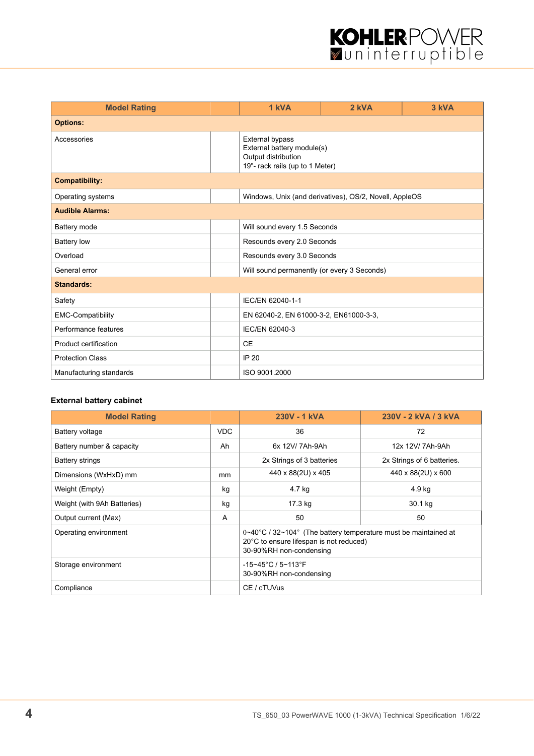| Model Rating | | 1 kVA | 2 kVA | 3 kVA |
|---|---|---|---|---|
| **Options:** | | | | |
| Accessories | | External bypass<br>External battery module(s)<br>Output distribution<br>19"- rack rails (up to 1 Meter) | | |
| **Compatibility:** | | | | |
| Operating systems | | Windows, Unix (and derivatives), OS/2, Novell, AppleOS | | |
| **Audible Alarms:** | | | | |
| Battery mode | | Will sound every 1.5 Seconds | | |
| Battery low | | Resounds every 2.0 Seconds | | |
| Overload | | Resounds every 3.0 Seconds | | |
| General error | | Will sound permanently (or every 3 Seconds) | | |
| **Standards:** | | | | |
| Safety | | IEC/EN 62040-1-1 | | |
| EMC-Compatibility | | EN 62040-2, EN 61000-3-2, EN61000-3-3, | | |
| Performance features | | IEC/EN 62040-3 | | |
| Product certification | | CE | | |
| Protection Class | | IP 20 | | |
| Manufacturing standards | | ISO 9001.2000 | | |

**External battery cabinet**

| Model Rating | | 230V - 1 kVA | 230V - 2 kVA / 3 kVA |
|---|---|---|---|
| Battery voltage | VDC | 36 | 72 |
| Battery number & capacity | Ah | 6x 12V/ 7Ah-9Ah | 12x 12V/ 7Ah-9Ah |
| Battery strings | | 2x Strings of 3 batteries | 2x Strings of 6 batteries. |
| Dimensions (WxHxD) mm | mm | 440 x 88(2U) x 405 | 440 x 88(2U) x 600 |
| Weight (Empty) | kg | 4.7 kg | 4.9 kg |
| Weight (with 9Ah Batteries) | kg | 17.3 kg | 30.1 kg |
| Output current (Max) | A | 50 | 50 |
| Operating environment | | 0~40°C / 32~104° (The battery temperature must be maintained at 20°C to ensure lifespan is not reduced)<br>30-90%RH non-condensing | |
| Storage environment | | -15~45°C / 5~113°F<br>30-90%RH non-condensing | |
| Compliance | | CE / cTUVus | |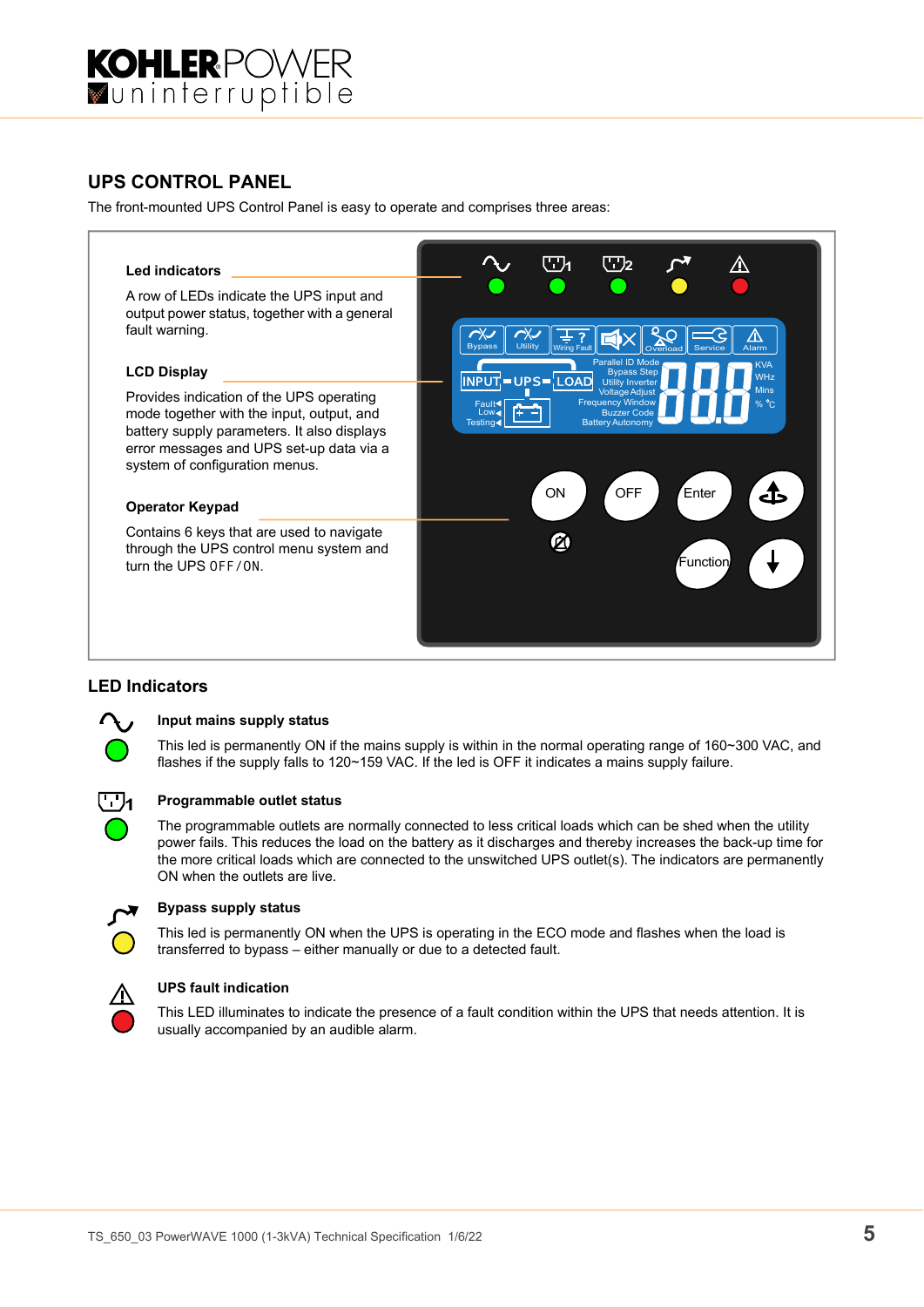## UPS CONTROL PANEL

The front-mounted UPS Control Panel is easy to operate and comprises three areas:

**Led indicators**

A row of LEDs indicate the UPS input and output power status, together with a general fault warning.

**LCD Display**

Provides indication of the UPS operating mode together with the input, output, and battery supply parameters. It also displays error messages and UPS set-up data via a system of configuration menus.

**Operator Keypad**

Contains 6 keys that are used to navigate through the UPS control menu system and turn the UPS OFF/ON.

## LED Indicators

**Input mains supply status**

This led is permanently ON if the mains supply is within in the normal operating range of 160~300 VAC, and flashes if the supply falls to 120~159 VAC. If the led is OFF it indicates a mains supply failure.

**Programmable outlet status**

The programmable outlets are normally connected to less critical loads which can be shed when the utility power fails. This reduces the load on the battery as it discharges and thereby increases the back-up time for the more critical loads which are connected to the unswitched UPS outlet(s). The indicators are permanently ON when the outlets are live.

**Bypass supply status**

This led is permanently ON when the UPS is operating in the ECO mode and flashes when the load is transferred to bypass – either manually or due to a detected fault.

**UPS fault indication**

This LED illuminates to indicate the presence of a fault condition within the UPS that needs attention. It is usually accompanied by an audible alarm.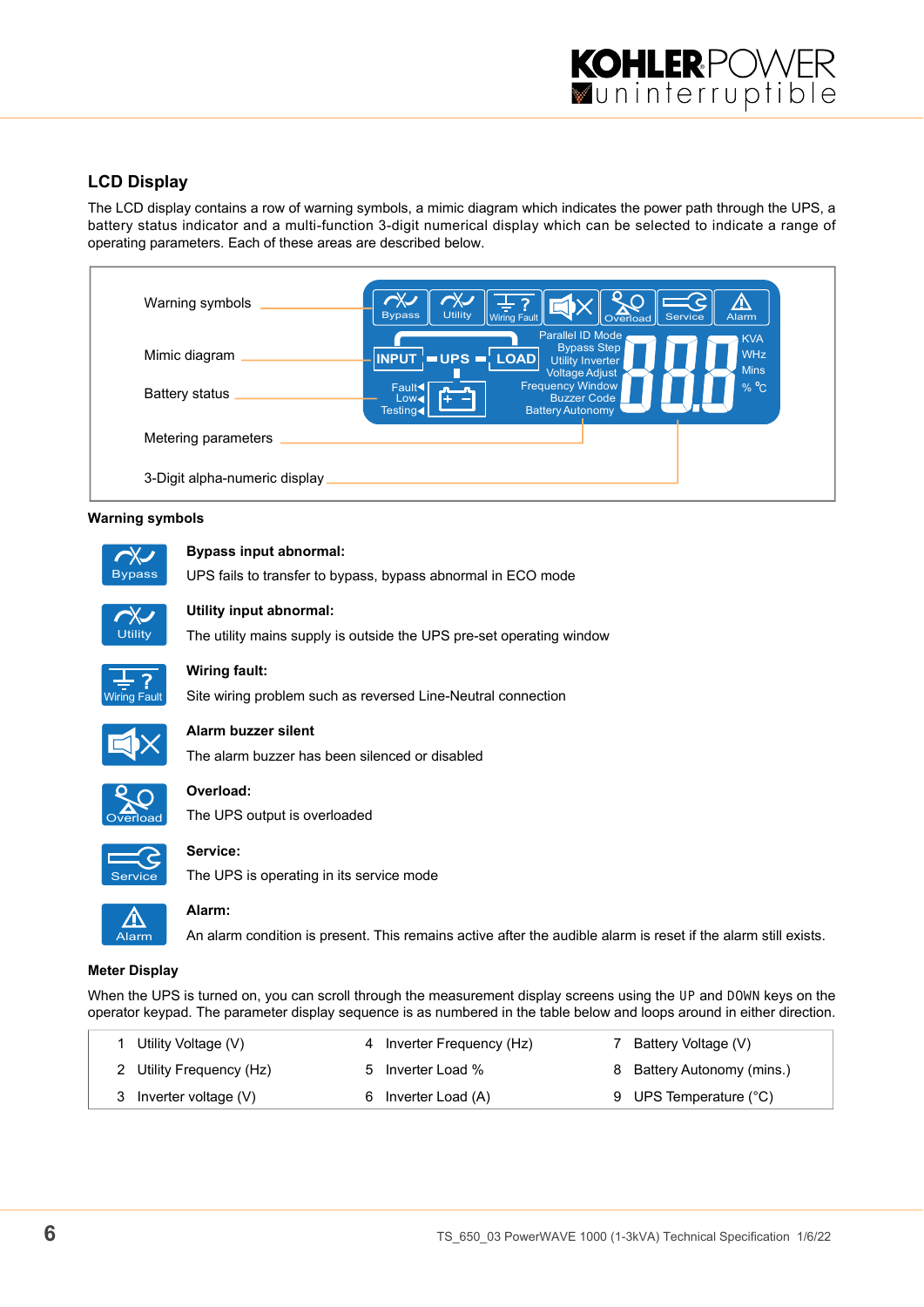## LCD Display

The LCD display contains a row of warning symbols, a mimic diagram which indicates the power path through the UPS, a battery status indicator and a multi-function 3-digit numerical display which can be selected to indicate a range of operating parameters. Each of these areas are described below.

Warning symbols

Mimic diagram

Battery status

Metering parameters

3-Digit alpha-numeric display

Bypass | Utility | Wiring Fault | Overload | Service | Alarm

INPUT — UPS — LOAD

Fault / Low / Testing

Parallel ID Mode, Bypass Step, Utility Inverter, Voltage Adjust, Frequency Window, Buzzer Code, Battery Autonomy

KVA, WHz, Mins, % °C

### Warning symbols

**Bypass input abnormal:**
UPS fails to transfer to bypass, bypass abnormal in ECO mode

**Utility input abnormal:**
The utility mains supply is outside the UPS pre-set operating window

**Wiring fault:**
Site wiring problem such as reversed Line-Neutral connection

**Alarm buzzer silent**
The alarm buzzer has been silenced or disabled

**Overload:**
The UPS output is overloaded

**Service:**
The UPS is operating in its service mode

**Alarm:**
An alarm condition is present. This remains active after the audible alarm is reset if the alarm still exists.

### Meter Display

When the UPS is turned on, you can scroll through the measurement display screens using the UP and DOWN keys on the operator keypad. The parameter display sequence is as numbered in the table below and loops around in either direction.

| | | | | | |
|---|---|---|---|---|---|
| 1 | Utility Voltage (V) | 4 | Inverter Frequency (Hz) | 7 | Battery Voltage (V) |
| 2 | Utility Frequency (Hz) | 5 | Inverter Load % | 8 | Battery Autonomy (mins.) |
| 3 | Inverter voltage (V) | 6 | Inverter Load (A) | 9 | UPS Temperature (°C) |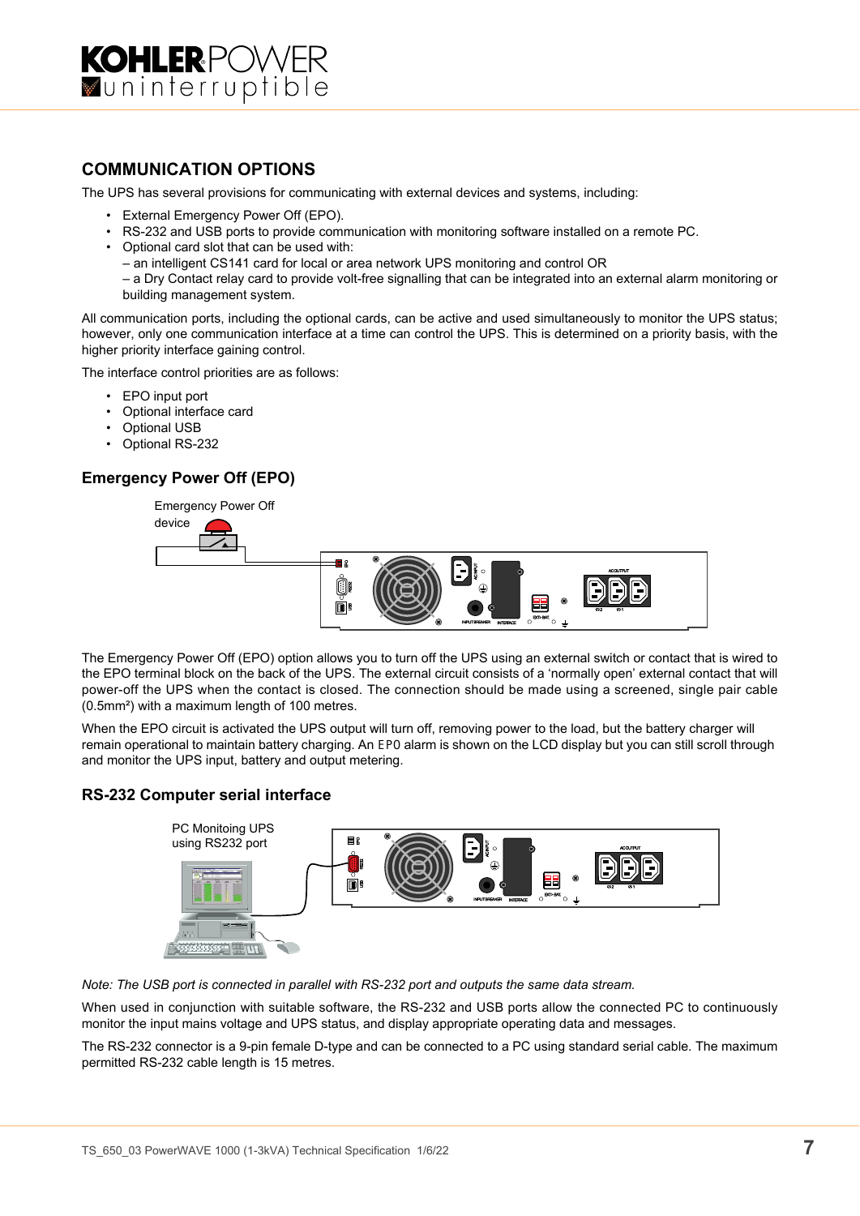## COMMUNICATION OPTIONS

The UPS has several provisions for communicating with external devices and systems, including:

- External Emergency Power Off (EPO).
- RS-232 and USB ports to provide communication with monitoring software installed on a remote PC.
- Optional card slot that can be used with:
  – an intelligent CS141 card for local or area network UPS monitoring and control OR
  – a Dry Contact relay card to provide volt-free signalling that can be integrated into an external alarm monitoring or building management system.

All communication ports, including the optional cards, can be active and used simultaneously to monitor the UPS status; however, only one communication interface at a time can control the UPS. This is determined on a priority basis, with the higher priority interface gaining control.

The interface control priorities are as follows:

- EPO input port
- Optional interface card
- Optional USB
- Optional RS-232

### Emergency Power Off (EPO)

Emergency Power Off device

The Emergency Power Off (EPO) option allows you to turn off the UPS using an external switch or contact that is wired to the EPO terminal block on the back of the UPS. The external circuit consists of a 'normally open' external contact that will power-off the UPS when the contact is closed. The connection should be made using a screened, single pair cable (0.5mm²) with a maximum length of 100 metres.

When the EPO circuit is activated the UPS output will turn off, removing power to the load, but the battery charger will remain operational to maintain battery charging. An `EPO` alarm is shown on the LCD display but you can still scroll through and monitor the UPS input, battery and output metering.

### RS-232 Computer serial interface

PC Monitoing UPS using RS232 port

*Note: The USB port is connected in parallel with RS-232 port and outputs the same data stream.*

When used in conjunction with suitable software, the RS-232 and USB ports allow the connected PC to continuously monitor the input mains voltage and UPS status, and display appropriate operating data and messages.

The RS-232 connector is a 9-pin female D-type and can be connected to a PC using standard serial cable. The maximum permitted RS-232 cable length is 15 metres.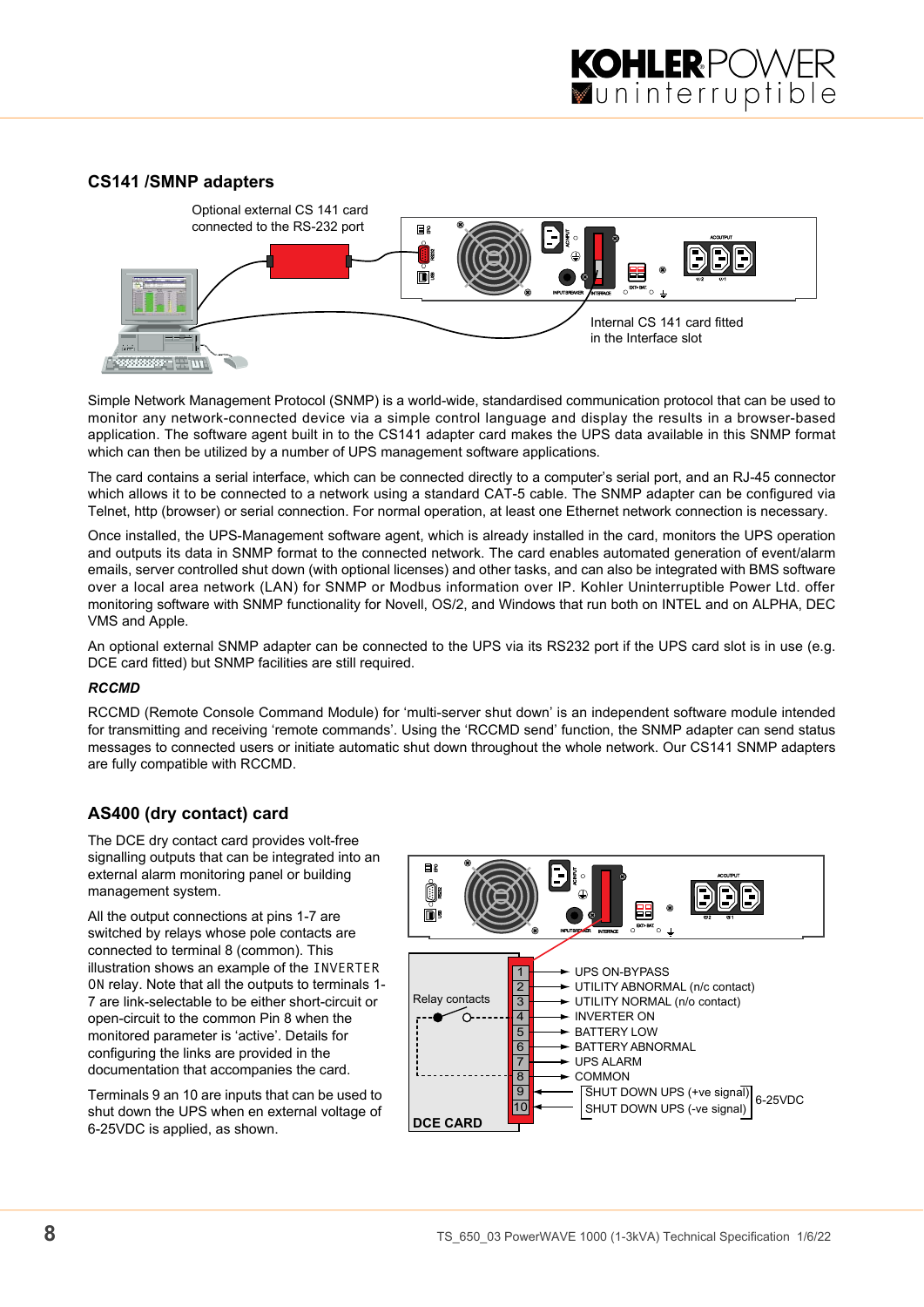## CS141 /SMNP adapters

Optional external CS 141 card connected to the RS-232 port

Internal CS 141 card fitted in the Interface slot

Simple Network Management Protocol (SNMP) is a world-wide, standardised communication protocol that can be used to monitor any network-connected device via a simple control language and display the results in a browser-based application. The software agent built in to the CS141 adapter card makes the UPS data available in this SNMP format which can then be utilized by a number of UPS management software applications.

The card contains a serial interface, which can be connected directly to a computer's serial port, and an RJ-45 connector which allows it to be connected to a network using a standard CAT-5 cable. The SNMP adapter can be configured via Telnet, http (browser) or serial connection. For normal operation, at least one Ethernet network connection is necessary.

Once installed, the UPS-Management software agent, which is already installed in the card, monitors the UPS operation and outputs its data in SNMP format to the connected network. The card enables automated generation of event/alarm emails, server controlled shut down (with optional licenses) and other tasks, and can also be integrated with BMS software over a local area network (LAN) for SNMP or Modbus information over IP. Kohler Uninterruptible Power Ltd. offer monitoring software with SNMP functionality for Novell, OS/2, and Windows that run both on INTEL and on ALPHA, DEC VMS and Apple.

An optional external SNMP adapter can be connected to the UPS via its RS232 port if the UPS card slot is in use (e.g. DCE card fitted) but SNMP facilities are still required.

### *RCCMD*

RCCMD (Remote Console Command Module) for 'multi-server shut down' is an independent software module intended for transmitting and receiving 'remote commands'. Using the 'RCCMD send' function, the SNMP adapter can send status messages to connected users or initiate automatic shut down throughout the whole network. Our CS141 SNMP adapters are fully compatible with RCCMD.

## AS400 (dry contact) card

The DCE dry contact card provides volt-free signalling outputs that can be integrated into an external alarm monitoring panel or building management system.

All the output connections at pins 1-7 are switched by relays whose pole contacts are connected to terminal 8 (common). This illustration shows an example of the `INVERTER ON` relay. Note that all the outputs to terminals 1-7 are link-selectable to be either short-circuit or open-circuit to the common Pin 8 when the monitored parameter is 'active'. Details for configuring the links are provided in the documentation that accompanies the card.

Terminals 9 an 10 are inputs that can be used to shut down the UPS when en external voltage of 6-25VDC is applied, as shown.

Relay contacts

| Terminal | Signal |
|---|---|
| 1 | UPS ON-BYPASS |
| 2 | UTILITY ABNORMAL (n/c contact) |
| 3 | UTILITY NORMAL (n/o contact) |
| 4 | INVERTER ON |
| 5 | BATTERY LOW |
| 6 | BATTERY ABNORMAL |
| 7 | UPS ALARM |
| 8 | COMMON |
| 9 | SHUT DOWN UPS (+ve signal) 6-25VDC |
| 10 | SHUT DOWN UPS (-ve signal) 6-25VDC |

DCE CARD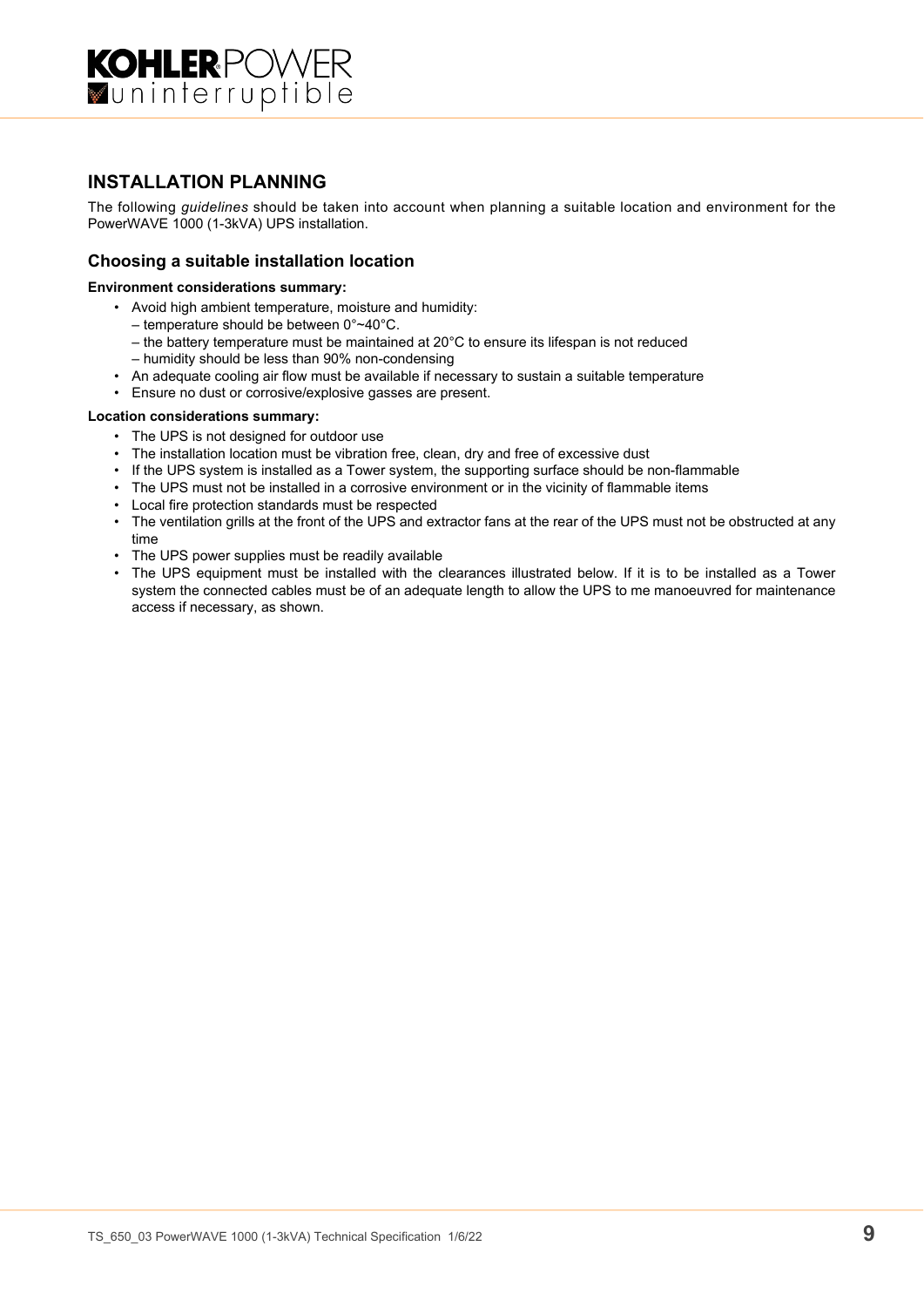## INSTALLATION PLANNING

The following *guidelines* should be taken into account when planning a suitable location and environment for the PowerWAVE 1000 (1-3kVA) UPS installation.

### Choosing a suitable installation location

**Environment considerations summary:**

- Avoid high ambient temperature, moisture and humidity:
  – temperature should be between 0°~40°C.
  – the battery temperature must be maintained at 20°C to ensure its lifespan is not reduced
  – humidity should be less than 90% non-condensing
- An adequate cooling air flow must be available if necessary to sustain a suitable temperature
- Ensure no dust or corrosive/explosive gasses are present.

**Location considerations summary:**

- The UPS is not designed for outdoor use
- The installation location must be vibration free, clean, dry and free of excessive dust
- If the UPS system is installed as a Tower system, the supporting surface should be non-flammable
- The UPS must not be installed in a corrosive environment or in the vicinity of flammable items
- Local fire protection standards must be respected
- The ventilation grills at the front of the UPS and extractor fans at the rear of the UPS must not be obstructed at any time
- The UPS power supplies must be readily available
- The UPS equipment must be installed with the clearances illustrated below. If it is to be installed as a Tower system the connected cables must be of an adequate length to allow the UPS to me manoeuvred for maintenance access if necessary, as shown.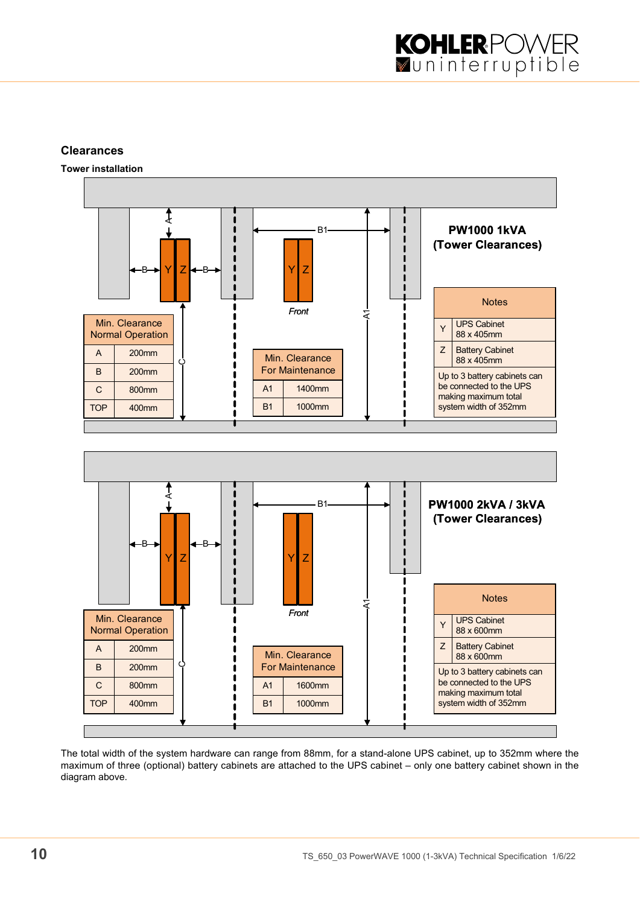## Clearances

### Tower installation

**PW1000 1kVA (Tower Clearances)**

| Min. Clearance Normal Operation | |
|---|---|
| A | 200mm |
| B | 200mm |
| C | 800mm |
| TOP | 400mm |

| Min. Clearance For Maintenance | |
|---|---|
| A1 | 1400mm |
| B1 | 1000mm |

| Notes | |
|---|---|
| Y | UPS Cabinet 88 x 405mm |
| Z | Battery Cabinet 88 x 405mm |
| Up to 3 battery cabinets can be connected to the UPS making maximum total system width of 352mm | |

**PW1000 2kVA / 3kVA (Tower Clearances)**

| Min. Clearance Normal Operation | |
|---|---|
| A | 200mm |
| B | 200mm |
| C | 800mm |
| TOP | 400mm |

| Min. Clearance For Maintenance | |
|---|---|
| A1 | 1600mm |
| B1 | 1000mm |

| Notes | |
|---|---|
| Y | UPS Cabinet 88 x 600mm |
| Z | Battery Cabinet 88 x 600mm |
| Up to 3 battery cabinets can be connected to the UPS making maximum total system width of 352mm | |

The total width of the system hardware can range from 88mm, for a stand-alone UPS cabinet, up to 352mm where the maximum of three (optional) battery cabinets are attached to the UPS cabinet – only one battery cabinet shown in the diagram above.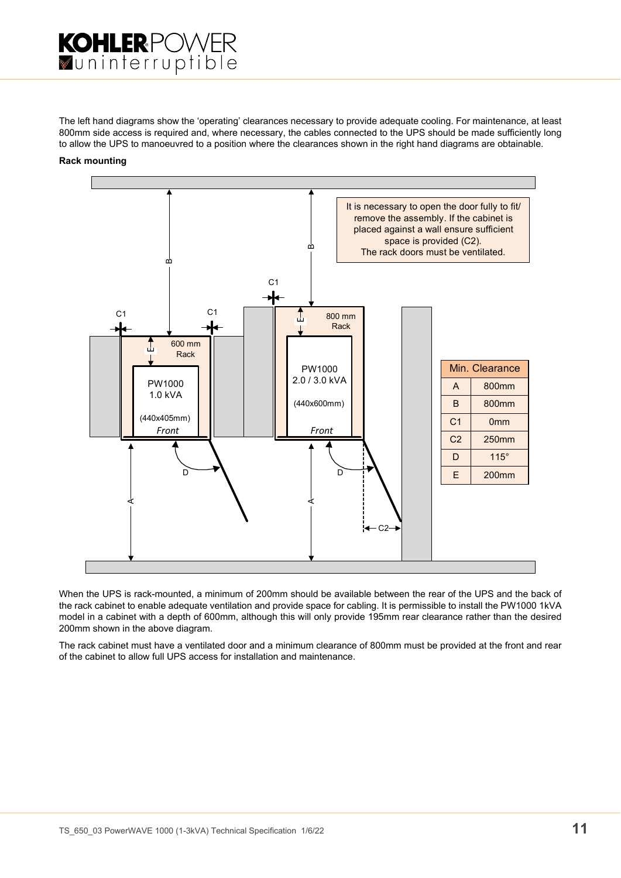The left hand diagrams show the 'operating' clearances necessary to provide adequate cooling. For maintenance, at least 800mm side access is required and, where necessary, the cables connected to the UPS should be made sufficiently long to allow the UPS to manoeuvred to a position where the clearances shown in the right hand diagrams are obtainable.

**Rack mounting**

It is necessary to open the door fully to fit/ remove the assembly. If the cabinet is placed against a wall ensure sufficient space is provided (C2).
The rack doors must be ventilated.

600 mm Rack

PW1000 1.0 kVA (440x405mm) Front

800 mm Rack

PW1000 2.0 / 3.0 kVA (440x600mm) Front

A B C1 C2 D E

| Min. Clearance | |
|---|---|
| A | 800mm |
| B | 800mm |
| C1 | 0mm |
| C2 | 250mm |
| D | 115° |
| E | 200mm |

When the UPS is rack-mounted, a minimum of 200mm should be available between the rear of the UPS and the back of the rack cabinet to enable adequate ventilation and provide space for cabling. It is permissible to install the PW1000 1kVA model in a cabinet with a depth of 600mm, although this will only provide 195mm rear clearance rather than the desired 200mm shown in the above diagram.

The rack cabinet must have a ventilated door and a minimum clearance of 800mm must be provided at the front and rear of the cabinet to allow full UPS access for installation and maintenance.